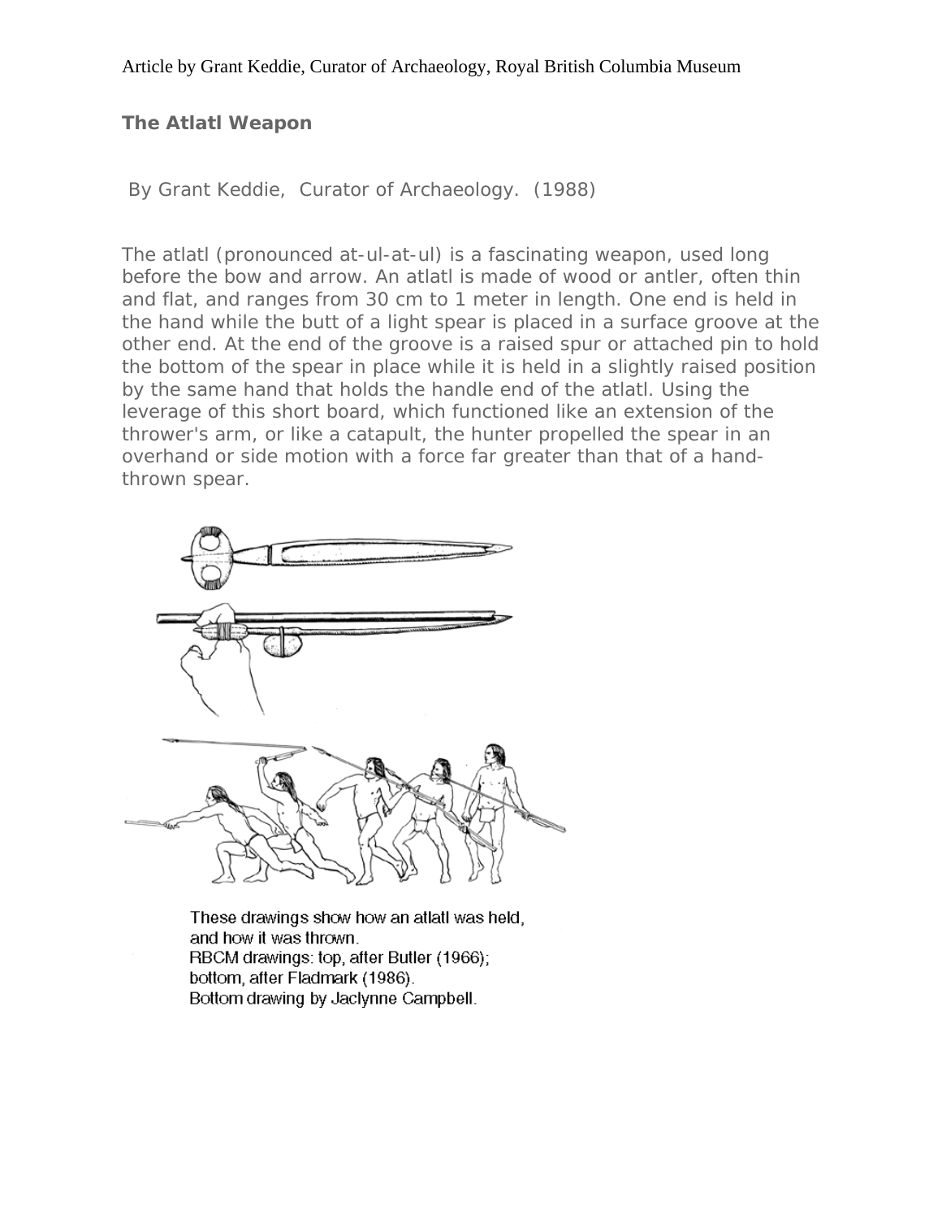Article by Grant Keddie, Curator of Archaeology, Royal British Columbia Museum

## The Atlatl Weapon

By Grant Keddie, Curator of Archaeology. (1988)

The atlatl (pronounced at-ul-at-ul) is a fascinating weapon, used long before the bow and arrow. An atlatl is made of wood or antler, often thin and flat, and ranges from 30 cm to 1 meter in length. One end is held in the hand while the butt of a light spear is placed in a surface groove at the other end. At the end of the groove is a raised spur or attached pin to hold the bottom of the spear in place while it is held in a slightly raised position by the same hand that holds the handle end of the atlatl. Using the leverage of this short board, which functioned like an extension of the thrower's arm, or like a catapult, the hunter propelled the spear in an overhand or side motion with a force far greater than that of a hand-thrown spear.

These drawings show how an atlatl was held, and how it was thrown.
RBCM drawings: top, after Butler (1966); bottom, after Fladmark (1986).
Bottom drawing by Jaclynne Campbell.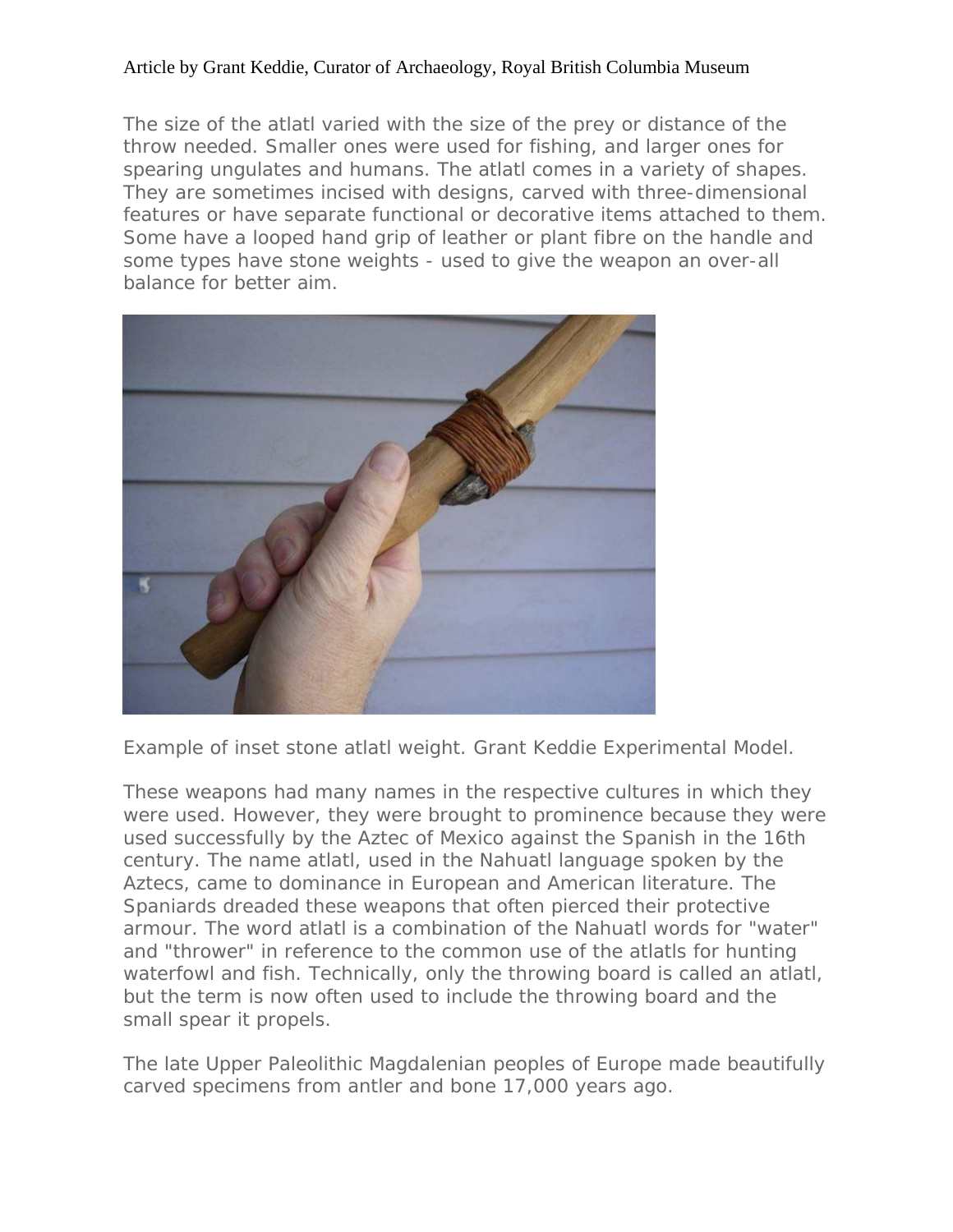The size of the atlatl varied with the size of the prey or distance of the throw needed. Smaller ones were used for fishing, and larger ones for spearing ungulates and humans. The atlatl comes in a variety of shapes. They are sometimes incised with designs, carved with three-dimensional features or have separate functional or decorative items attached to them. Some have a looped hand grip of leather or plant fibre on the handle and some types have stone weights - used to give the weapon an over-all balance for better aim.

Example of inset stone atlatl weight. Grant Keddie Experimental Model.

These weapons had many names in the respective cultures in which they were used. However, they were brought to prominence because they were used successfully by the Aztec of Mexico against the Spanish in the 16th century. The name atlatl, used in the Nahuatl language spoken by the Aztecs, came to dominance in European and American literature. The Spaniards dreaded these weapons that often pierced their protective armour. The word atlatl is a combination of the Nahuatl words for "water" and "thrower" in reference to the common use of the atlatls for hunting waterfowl and fish. Technically, only the throwing board is called an atlatl, but the term is now often used to include the throwing board and the small spear it propels.

The late Upper Paleolithic Magdalenian peoples of Europe made beautifully carved specimens from antler and bone 17,000 years ago.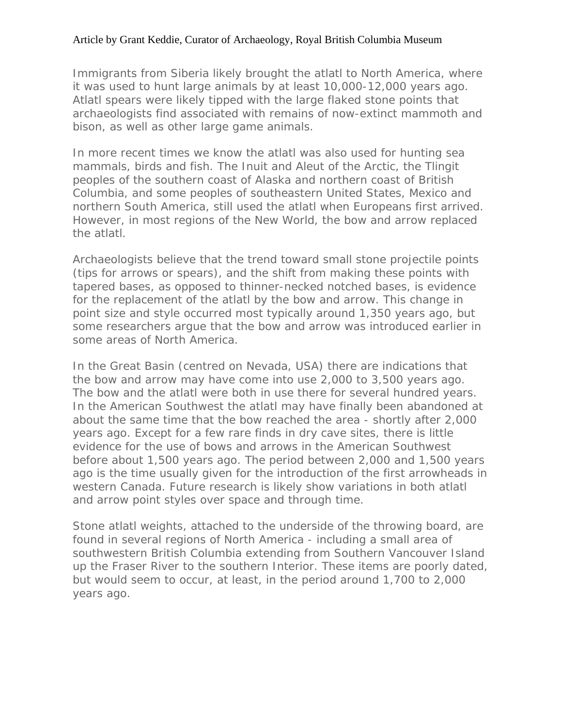Immigrants from Siberia likely brought the atlatl to North America, where it was used to hunt large animals by at least 10,000-12,000 years ago. Atlatl spears were likely tipped with the large flaked stone points that archaeologists find associated with remains of now-extinct mammoth and bison, as well as other large game animals.

In more recent times we know the atlatl was also used for hunting sea mammals, birds and fish. The Inuit and Aleut of the Arctic, the Tlingit peoples of the southern coast of Alaska and northern coast of British Columbia, and some peoples of southeastern United States, Mexico and northern South America, still used the atlatl when Europeans first arrived. However, in most regions of the New World, the bow and arrow replaced the atlatl.

Archaeologists believe that the trend toward small stone projectile points (tips for arrows or spears), and the shift from making these points with tapered bases, as opposed to thinner-necked notched bases, is evidence for the replacement of the atlatl by the bow and arrow. This change in point size and style occurred most typically around 1,350 years ago, but some researchers argue that the bow and arrow was introduced earlier in some areas of North America.

In the Great Basin (centred on Nevada, USA) there are indications that the bow and arrow may have come into use 2,000 to 3,500 years ago. The bow and the atlatl were both in use there for several hundred years. In the American Southwest the atlatl may have finally been abandoned at about the same time that the bow reached the area - shortly after 2,000 years ago. Except for a few rare finds in dry cave sites, there is little evidence for the use of bows and arrows in the American Southwest before about 1,500 years ago. The period between 2,000 and 1,500 years ago is the time usually given for the introduction of the first arrowheads in western Canada. Future research is likely show variations in both atlatl and arrow point styles over space and through time.

Stone atlatl weights, attached to the underside of the throwing board, are found in several regions of North America - including a small area of southwestern British Columbia extending from Southern Vancouver Island up the Fraser River to the southern Interior. These items are poorly dated, but would seem to occur, at least, in the period around 1,700 to 2,000 years ago.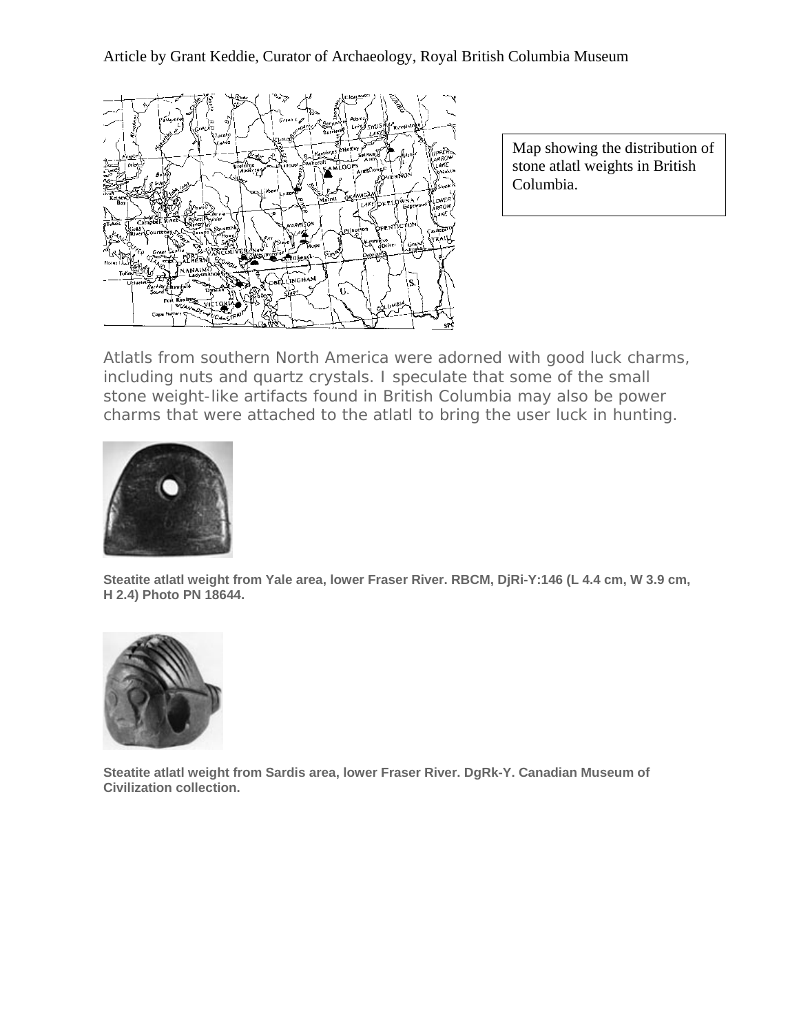Article by Grant Keddie, Curator of Archaeology, Royal British Columbia Museum

Map showing the distribution of stone atlatl weights in British Columbia.

Atlatls from southern North America were adorned with good luck charms, including nuts and quartz crystals. I speculate that some of the small stone weight-like artifacts found in British Columbia may also be power charms that were attached to the atlatl to bring the user luck in hunting.

**Steatite atlatl weight from Yale area, lower Fraser River. RBCM, DjRi-Y:146 (L 4.4 cm, W 3.9 cm, H 2.4) Photo PN 18644.**

**Steatite atlatl weight from Sardis area, lower Fraser River. DgRk-Y. Canadian Museum of Civilization collection.**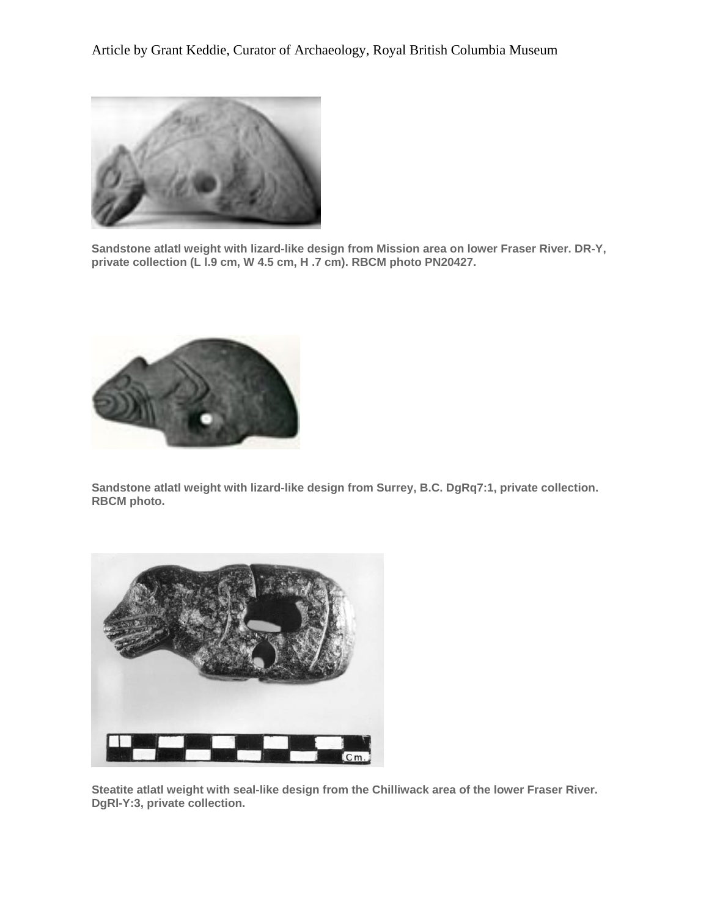Sandstone atlatl weight with lizard-like design from Mission area on lower Fraser River. DR-Y, private collection (L l.9 cm, W 4.5 cm, H .7 cm). RBCM photo PN20427.

Sandstone atlatl weight with lizard-like design from Surrey, B.C. DgRq7:1, private collection. RBCM photo.

Steatite atlatl weight with seal-like design from the Chilliwack area of the lower Fraser River. DgRl-Y:3, private collection.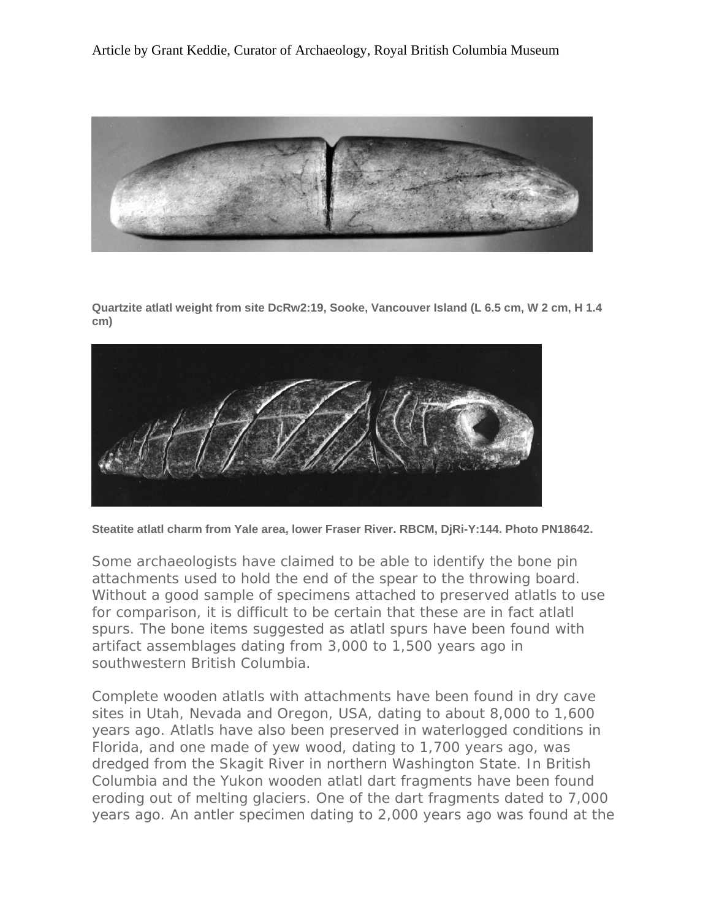Article by Grant Keddie, Curator of Archaeology, Royal British Columbia Museum

**Quartzite atlatl weight from site DcRw2:19, Sooke, Vancouver Island (L 6.5 cm, W 2 cm, H 1.4 cm)**

**Steatite atlatl charm from Yale area, lower Fraser River. RBCM, DjRi-Y:144. Photo PN18642.**

Some archaeologists have claimed to be able to identify the bone pin attachments used to hold the end of the spear to the throwing board. Without a good sample of specimens attached to preserved atlatls to use for comparison, it is difficult to be certain that these are in fact atlatl spurs. The bone items suggested as atlatl spurs have been found with artifact assemblages dating from 3,000 to 1,500 years ago in southwestern British Columbia.

Complete wooden atlatls with attachments have been found in dry cave sites in Utah, Nevada and Oregon, USA, dating to about 8,000 to 1,600 years ago. Atlatls have also been preserved in waterlogged conditions in Florida, and one made of yew wood, dating to 1,700 years ago, was dredged from the Skagit River in northern Washington State. In British Columbia and the Yukon wooden atlatl dart fragments have been found eroding out of melting glaciers. One of the dart fragments dated to 7,000 years ago. An antler specimen dating to 2,000 years ago was found at the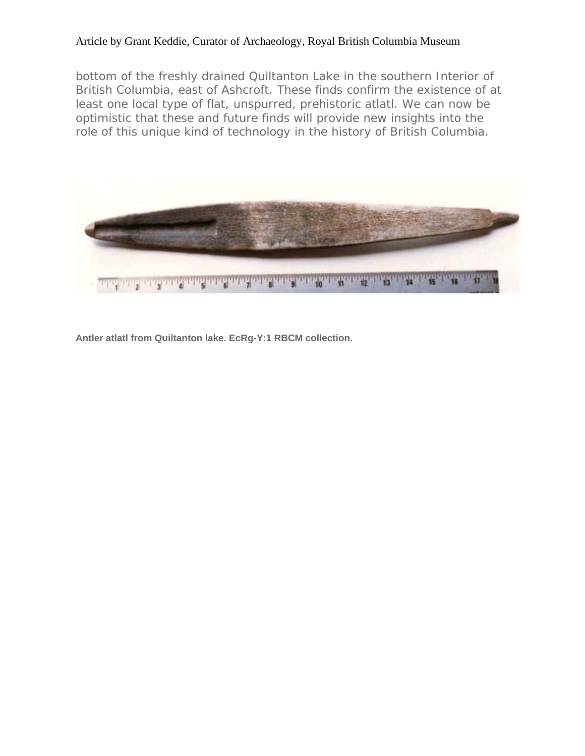bottom of the freshly drained Quiltanton Lake in the southern Interior of British Columbia, east of Ashcroft. These finds confirm the existence of at least one local type of flat, unspurred, prehistoric atlatl. We can now be optimistic that these and future finds will provide new insights into the role of this unique kind of technology in the history of British Columbia.

**Antler atlatl from Quiltanton lake. EcRg-Y:1 RBCM collection.**